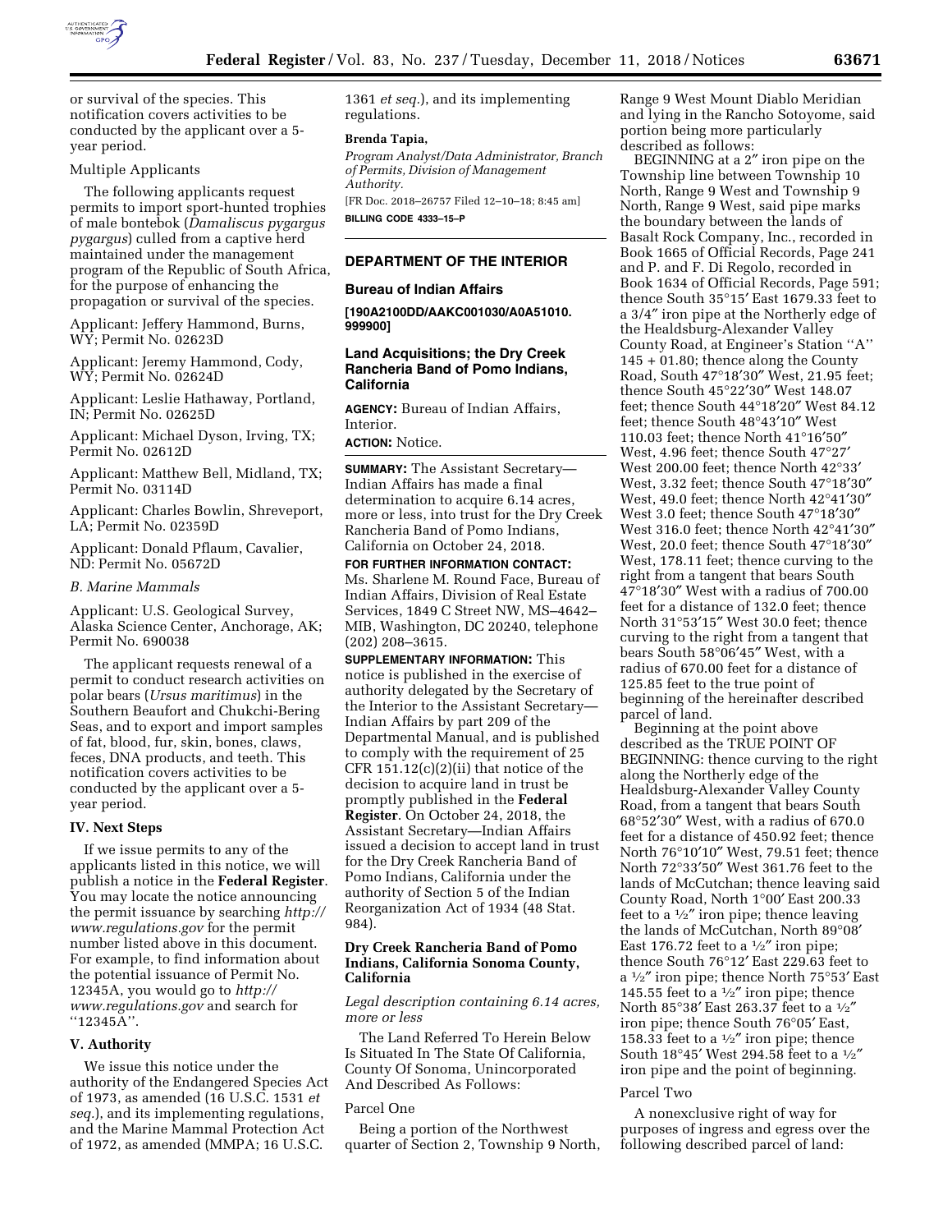or survival of the species. This notification covers activities to be conducted by the applicant over a 5-year period.

Multiple Applicants

The following applicants request permits to import sport-hunted trophies of male bontebok (*Damaliscus pygargus pygargus*) culled from a captive herd maintained under the management program of the Republic of South Africa, for the purpose of enhancing the propagation or survival of the species.

Applicant: Jeffery Hammond, Burns, WY; Permit No. 02623D

Applicant: Jeremy Hammond, Cody, WY; Permit No. 02624D

Applicant: Leslie Hathaway, Portland, IN; Permit No. 02625D

Applicant: Michael Dyson, Irving, TX; Permit No. 02612D

Applicant: Matthew Bell, Midland, TX; Permit No. 03114D

Applicant: Charles Bowlin, Shreveport, LA; Permit No. 02359D

Applicant: Donald Pflaum, Cavalier, ND: Permit No. 05672D

*B. Marine Mammals*

Applicant: U.S. Geological Survey, Alaska Science Center, Anchorage, AK; Permit No. 690038

The applicant requests renewal of a permit to conduct research activities on polar bears (*Ursus maritimus*) in the Southern Beaufort and Chukchi-Bering Seas, and to export and import samples of fat, blood, fur, skin, bones, claws, feces, DNA products, and teeth. This notification covers activities to be conducted by the applicant over a 5-year period.

## IV. Next Steps

If we issue permits to any of the applicants listed in this notice, we will publish a notice in the **Federal Register**. You may locate the notice announcing the permit issuance by searching *http://www.regulations.gov* for the permit number listed above in this document. For example, to find information about the potential issuance of Permit No. 12345A, you would go to *http://www.regulations.gov* and search for ''12345A''.

## V. Authority

We issue this notice under the authority of the Endangered Species Act of 1973, as amended (16 U.S.C. 1531 *et seq.*), and its implementing regulations, and the Marine Mammal Protection Act of 1972, as amended (MMPA; 16 U.S.C. 1361 *et seq.*), and its implementing regulations.

**Brenda Tapia,**

*Program Analyst/Data Administrator, Branch of Permits, Division of Management Authority.*

[FR Doc. 2018–26757 Filed 12–10–18; 8:45 am]

**BILLING CODE 4333–15–P**

---

# DEPARTMENT OF THE INTERIOR

## Bureau of Indian Affairs

**[190A2100DD/AAKC001030/A0A51010.999900]**

## Land Acquisitions; the Dry Creek Rancheria Band of Pomo Indians, California

**AGENCY:** Bureau of Indian Affairs, Interior.

**ACTION:** Notice.

**SUMMARY:** The Assistant Secretary—Indian Affairs has made a final determination to acquire 6.14 acres, more or less, into trust for the Dry Creek Rancheria Band of Pomo Indians, California on October 24, 2018.

**FOR FURTHER INFORMATION CONTACT:** Ms. Sharlene M. Round Face, Bureau of Indian Affairs, Division of Real Estate Services, 1849 C Street NW, MS–4642–MIB, Washington, DC 20240, telephone (202) 208–3615.

**SUPPLEMENTARY INFORMATION:** This notice is published in the exercise of authority delegated by the Secretary of the Interior to the Assistant Secretary—Indian Affairs by part 209 of the Departmental Manual, and is published to comply with the requirement of 25 CFR 151.12(c)(2)(ii) that notice of the decision to acquire land in trust be promptly published in the **Federal Register**. On October 24, 2018, the Assistant Secretary—Indian Affairs issued a decision to accept land in trust for the Dry Creek Rancheria Band of Pomo Indians, California under the authority of Section 5 of the Indian Reorganization Act of 1934 (48 Stat. 984).

### Dry Creek Rancheria Band of Pomo Indians, California Sonoma County, California

*Legal description containing 6.14 acres, more or less*

The Land Referred To Herein Below Is Situated In The State Of California, County Of Sonoma, Unincorporated And Described As Follows:

Parcel One

Being a portion of the Northwest quarter of Section 2, Township 9 North, Range 9 West Mount Diablo Meridian and lying in the Rancho Sotoyome, said portion being more particularly described as follows:

BEGINNING at a 2″ iron pipe on the Township line between Township 10 North, Range 9 West and Township 9 North, Range 9 West, said pipe marks the boundary between the lands of Basalt Rock Company, Inc., recorded in Book 1665 of Official Records, Page 241 and P. and F. Di Regolo, recorded in Book 1634 of Official Records, Page 591; thence South 35°15′ East 1679.33 feet to a 3/4″ iron pipe at the Northerly edge of the Healdsburg-Alexander Valley County Road, at Engineer's Station ''A'' 145 + 01.80; thence along the County Road, South 47°18′30″ West, 21.95 feet; thence South 45°22′30″ West 148.07 feet; thence South 44°18′20″ West 84.12 feet; thence South 48°43′10″ West 110.03 feet; thence North 41°16′50″ West, 4.96 feet; thence South 47°27′ West 200.00 feet; thence North 42°33′ West, 3.32 feet; thence South 47°18′30″ West, 49.0 feet; thence North 42°41′30″ West 3.0 feet; thence South 47°18′30″ West 316.0 feet; thence North 42°41′30″ West, 20.0 feet; thence South 47°18′30″ West, 178.11 feet; thence curving to the right from a tangent that bears South 47°18′30″ West with a radius of 700.00 feet for a distance of 132.0 feet; thence North 31°53′15″ West 30.0 feet; thence curving to the right from a tangent that bears South 58°06′45″ West, with a radius of 670.00 feet for a distance of 125.85 feet to the true point of beginning of the hereinafter described parcel of land.

Beginning at the point above described as the TRUE POINT OF BEGINNING: thence curving to the right along the Northerly edge of the Healdsburg-Alexander Valley County Road, from a tangent that bears South 68°52′30″ West, with a radius of 670.0 feet for a distance of 450.92 feet; thence North 76°10′10″ West, 79.51 feet; thence North 72°33′50″ West 361.76 feet to the lands of McCutchan; thence leaving said County Road, North 1°00′ East 200.33 feet to a ½″ iron pipe; thence leaving the lands of McCutchan, North 89°08′ East 176.72 feet to a ½″ iron pipe; thence South 76°12′ East 229.63 feet to a ½″ iron pipe; thence North 75°53′ East 145.55 feet to a ½″ iron pipe; thence North 85°38′ East 263.37 feet to a ½″ iron pipe; thence South 76°05′ East, 158.33 feet to a ½″ iron pipe; thence South 18°45′ West 294.58 feet to a ½″ iron pipe and the point of beginning.

Parcel Two

A nonexclusive right of way for purposes of ingress and egress over the following described parcel of land: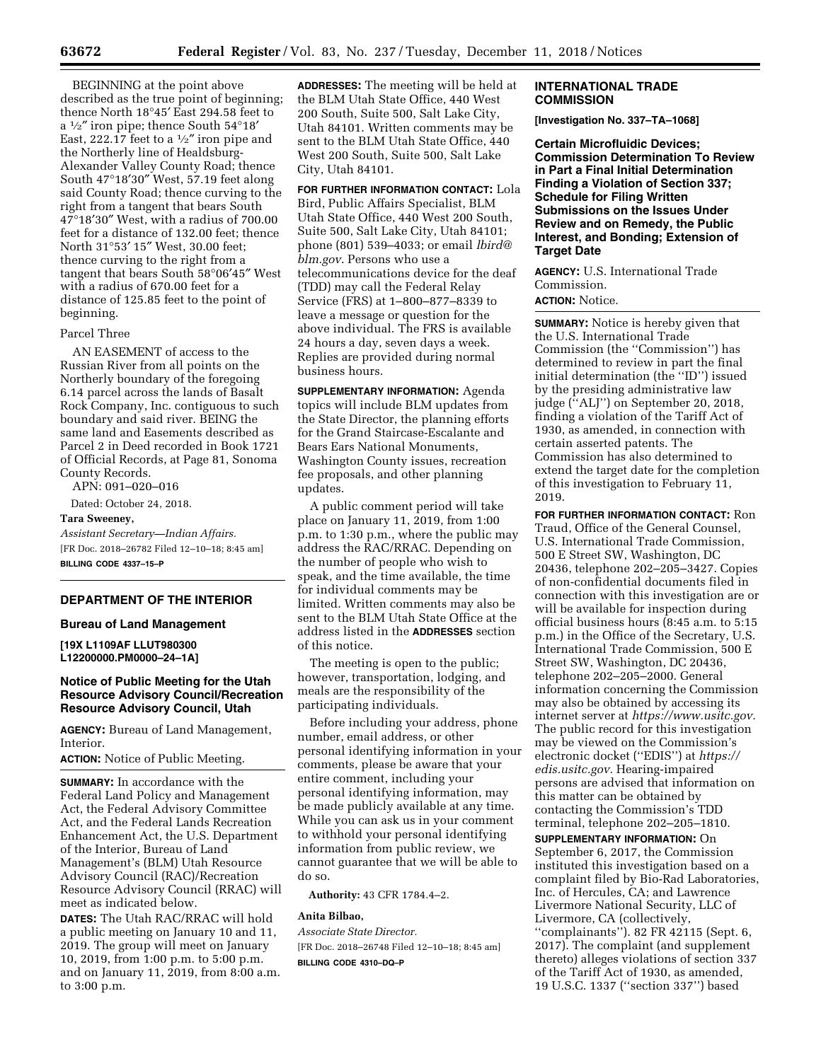BEGINNING at the point above described as the true point of beginning; thence North 18°45′ East 294.58 feet to a ½″ iron pipe; thence South 54°18′ East, 222.17 feet to a ½″ iron pipe and the Northerly line of Healdsburg-Alexander Valley County Road; thence South 47°18′30″ West, 57.19 feet along said County Road; thence curving to the right from a tangent that bears South 47°18′30″ West, with a radius of 700.00 feet for a distance of 132.00 feet; thence North 31°53′ 15″ West, 30.00 feet; thence curving to the right from a tangent that bears South 58°06′45″ West with a radius of 670.00 feet for a distance of 125.85 feet to the point of beginning.

Parcel Three

AN EASEMENT of access to the Russian River from all points on the Northerly boundary of the foregoing 6.14 parcel across the lands of Basalt Rock Company, Inc. contiguous to such boundary and said river. BEING the same land and Easements described as Parcel 2 in Deed recorded in Book 1721 of Official Records, at Page 81, Sonoma County Records.

APN: 091–020–016

Dated: October 24, 2018.

**Tara Sweeney,**

*Assistant Secretary—Indian Affairs.*

[FR Doc. 2018–26782 Filed 12–10–18; 8:45 am]

**BILLING CODE 4337–15–P**

## DEPARTMENT OF THE INTERIOR

### Bureau of Land Management

**[19X L1109AF LLUT980300 L12200000.PM0000–24–1A]**

### Notice of Public Meeting for the Utah Resource Advisory Council/Recreation Resource Advisory Council, Utah

**AGENCY:** Bureau of Land Management, Interior.

**ACTION:** Notice of Public Meeting.

**SUMMARY:** In accordance with the Federal Land Policy and Management Act, the Federal Advisory Committee Act, and the Federal Lands Recreation Enhancement Act, the U.S. Department of the Interior, Bureau of Land Management's (BLM) Utah Resource Advisory Council (RAC)/Recreation Resource Advisory Council (RRAC) will meet as indicated below.

**DATES:** The Utah RAC/RRAC will hold a public meeting on January 10 and 11, 2019. The group will meet on January 10, 2019, from 1:00 p.m. to 5:00 p.m. and on January 11, 2019, from 8:00 a.m. to 3:00 p.m.

**ADDRESSES:** The meeting will be held at the BLM Utah State Office, 440 West 200 South, Suite 500, Salt Lake City, Utah 84101. Written comments may be sent to the BLM Utah State Office, 440 West 200 South, Suite 500, Salt Lake City, Utah 84101.

**FOR FURTHER INFORMATION CONTACT:** Lola Bird, Public Affairs Specialist, BLM Utah State Office, 440 West 200 South, Suite 500, Salt Lake City, Utah 84101; phone (801) 539–4033; or email *lbird@blm.gov*. Persons who use a telecommunications device for the deaf (TDD) may call the Federal Relay Service (FRS) at 1–800–877–8339 to leave a message or question for the above individual. The FRS is available 24 hours a day, seven days a week. Replies are provided during normal business hours.

**SUPPLEMENTARY INFORMATION:** Agenda topics will include BLM updates from the State Director, the planning efforts for the Grand Staircase-Escalante and Bears Ears National Monuments, Washington County issues, recreation fee proposals, and other planning updates.

A public comment period will take place on January 11, 2019, from 1:00 p.m. to 1:30 p.m., where the public may address the RAC/RRAC. Depending on the number of people who wish to speak, and the time available, the time for individual comments may be limited. Written comments may also be sent to the BLM Utah State Office at the address listed in the **ADDRESSES** section of this notice.

The meeting is open to the public; however, transportation, lodging, and meals are the responsibility of the participating individuals.

Before including your address, phone number, email address, or other personal identifying information in your comments, please be aware that your entire comment, including your personal identifying information, may be made publicly available at any time. While you can ask us in your comment to withhold your personal identifying information from public review, we cannot guarantee that we will be able to do so.

**Authority:** 43 CFR 1784.4–2.

**Anita Bilbao,**

*Associate State Director.*

[FR Doc. 2018–26748 Filed 12–10–18; 8:45 am]

**BILLING CODE 4310–DQ–P**

## INTERNATIONAL TRADE COMMISSION

**[Investigation No. 337–TA–1068]**

### Certain Microfluidic Devices; Commission Determination To Review in Part a Final Initial Determination Finding a Violation of Section 337; Schedule for Filing Written Submissions on the Issues Under Review and on Remedy, the Public Interest, and Bonding; Extension of Target Date

**AGENCY:** U.S. International Trade Commission.

**ACTION:** Notice.

**SUMMARY:** Notice is hereby given that the U.S. International Trade Commission (the "Commission") has determined to review in part the final initial determination (the "ID") issued by the presiding administrative law judge ("ALJ") on September 20, 2018, finding a violation of the Tariff Act of 1930, as amended, in connection with certain asserted patents. The Commission has also determined to extend the target date for the completion of this investigation to February 11, 2019.

**FOR FURTHER INFORMATION CONTACT:** Ron Traud, Office of the General Counsel, U.S. International Trade Commission, 500 E Street SW, Washington, DC 20436, telephone 202–205–3427. Copies of non-confidential documents filed in connection with this investigation are or will be available for inspection during official business hours (8:45 a.m. to 5:15 p.m.) in the Office of the Secretary, U.S. International Trade Commission, 500 E Street SW, Washington, DC 20436, telephone 202–205–2000. General information concerning the Commission may also be obtained by accessing its internet server at *https://www.usitc.gov*. The public record for this investigation may be viewed on the Commission's electronic docket ("EDIS") at *https://edis.usitc.gov*. Hearing-impaired persons are advised that information on this matter can be obtained by contacting the Commission's TDD terminal, telephone 202–205–1810.

**SUPPLEMENTARY INFORMATION:** On September 6, 2017, the Commission instituted this investigation based on a complaint filed by Bio-Rad Laboratories, Inc. of Hercules, CA; and Lawrence Livermore National Security, LLC of Livermore, CA (collectively, "complainants"). 82 FR 42115 (Sept. 6, 2017). The complaint (and supplement thereto) alleges violations of section 337 of the Tariff Act of 1930, as amended, 19 U.S.C. 1337 ("section 337") based